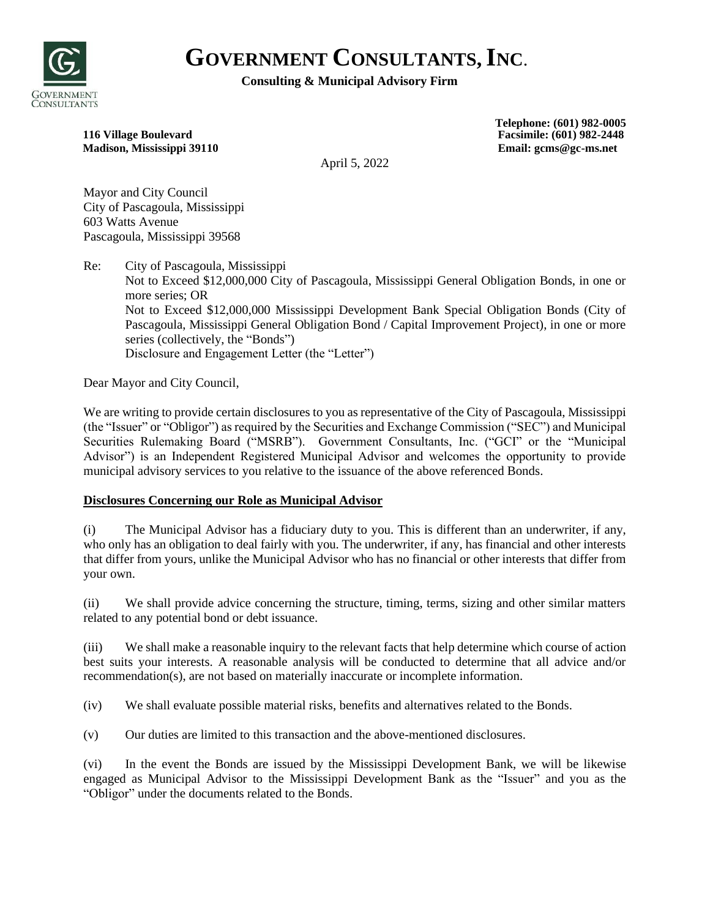# GOVERNMENT CONSULTANTS, INC.

**Consulting & Municipal Advisory Firm**

**116 Village Boulevard**
**Madison, Mississippi 39110**

**Telephone: (601) 982-0005**
**Facsimile: (601) 982-2448**
**Email: gcms@gc-ms.net**

April 5, 2022

Mayor and City Council
City of Pascagoula, Mississippi
603 Watts Avenue
Pascagoula, Mississippi 39568

Re: City of Pascagoula, Mississippi
Not to Exceed $12,000,000 City of Pascagoula, Mississippi General Obligation Bonds, in one or more series; OR
Not to Exceed $12,000,000 Mississippi Development Bank Special Obligation Bonds (City of Pascagoula, Mississippi General Obligation Bond / Capital Improvement Project), in one or more series (collectively, the "Bonds")
Disclosure and Engagement Letter (the "Letter")

Dear Mayor and City Council,

We are writing to provide certain disclosures to you as representative of the City of Pascagoula, Mississippi (the "Issuer" or "Obligor") as required by the Securities and Exchange Commission ("SEC") and Municipal Securities Rulemaking Board ("MSRB"). Government Consultants, Inc. ("GCI" or the "Municipal Advisor") is an Independent Registered Municipal Advisor and welcomes the opportunity to provide municipal advisory services to you relative to the issuance of the above referenced Bonds.

**Disclosures Concerning our Role as Municipal Advisor**

(i) The Municipal Advisor has a fiduciary duty to you. This is different than an underwriter, if any, who only has an obligation to deal fairly with you. The underwriter, if any, has financial and other interests that differ from yours, unlike the Municipal Advisor who has no financial or other interests that differ from your own.

(ii) We shall provide advice concerning the structure, timing, terms, sizing and other similar matters related to any potential bond or debt issuance.

(iii) We shall make a reasonable inquiry to the relevant facts that help determine which course of action best suits your interests. A reasonable analysis will be conducted to determine that all advice and/or recommendation(s), are not based on materially inaccurate or incomplete information.

(iv) We shall evaluate possible material risks, benefits and alternatives related to the Bonds.

(v) Our duties are limited to this transaction and the above-mentioned disclosures.

(vi) In the event the Bonds are issued by the Mississippi Development Bank, we will be likewise engaged as Municipal Advisor to the Mississippi Development Bank as the "Issuer" and you as the "Obligor" under the documents related to the Bonds.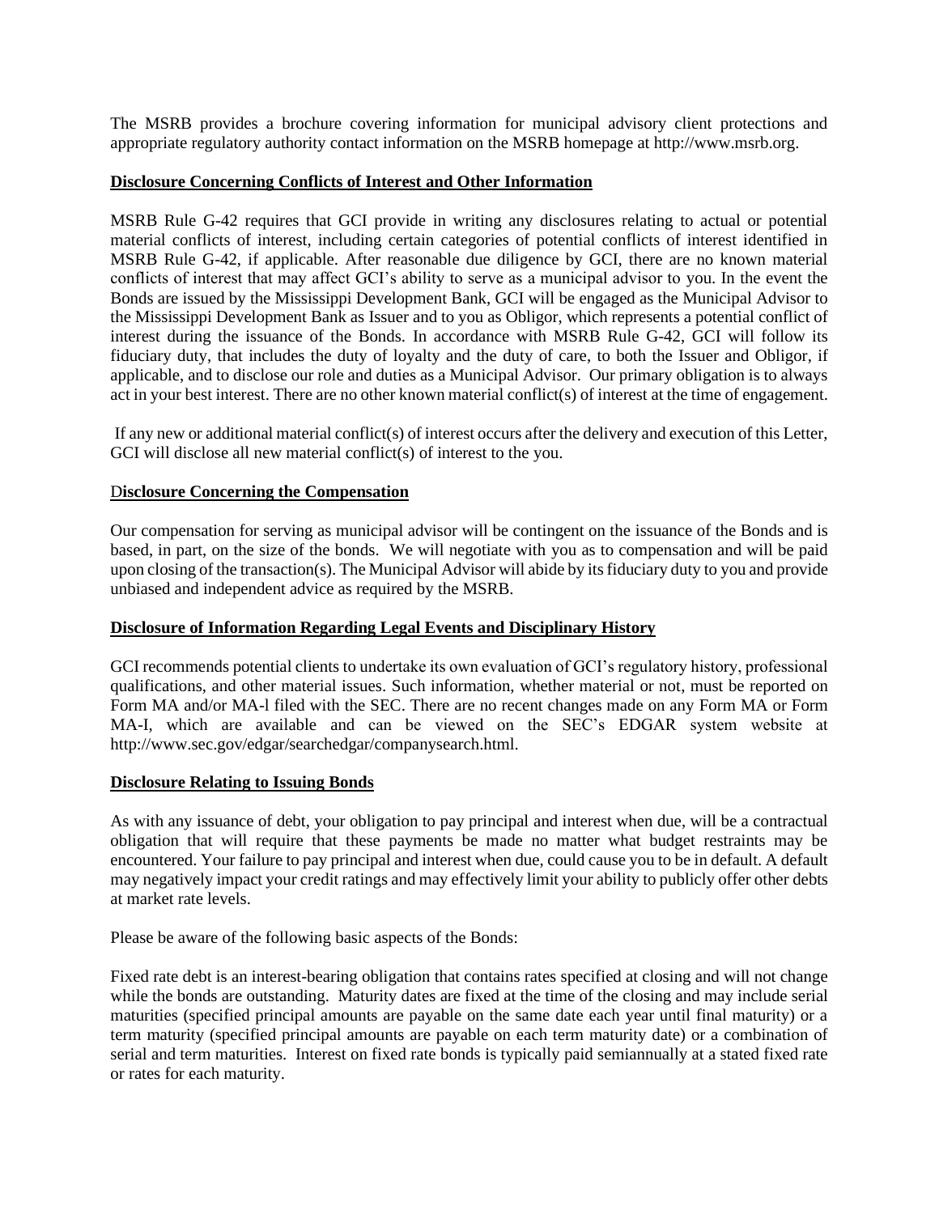The MSRB provides a brochure covering information for municipal advisory client protections and appropriate regulatory authority contact information on the MSRB homepage at http://www.msrb.org.

**Disclosure Concerning Conflicts of Interest and Other Information**

MSRB Rule G-42 requires that GCI provide in writing any disclosures relating to actual or potential material conflicts of interest, including certain categories of potential conflicts of interest identified in MSRB Rule G-42, if applicable. After reasonable due diligence by GCI, there are no known material conflicts of interest that may affect GCI's ability to serve as a municipal advisor to you. In the event the Bonds are issued by the Mississippi Development Bank, GCI will be engaged as the Municipal Advisor to the Mississippi Development Bank as Issuer and to you as Obligor, which represents a potential conflict of interest during the issuance of the Bonds. In accordance with MSRB Rule G-42, GCI will follow its fiduciary duty, that includes the duty of loyalty and the duty of care, to both the Issuer and Obligor, if applicable, and to disclose our role and duties as a Municipal Advisor. Our primary obligation is to always act in your best interest. There are no other known material conflict(s) of interest at the time of engagement.

If any new or additional material conflict(s) of interest occurs after the delivery and execution of this Letter, GCI will disclose all new material conflict(s) of interest to the you.

**Disclosure Concerning the Compensation**

Our compensation for serving as municipal advisor will be contingent on the issuance of the Bonds and is based, in part, on the size of the bonds. We will negotiate with you as to compensation and will be paid upon closing of the transaction(s). The Municipal Advisor will abide by its fiduciary duty to you and provide unbiased and independent advice as required by the MSRB.

**Disclosure of Information Regarding Legal Events and Disciplinary History**

GCI recommends potential clients to undertake its own evaluation of GCI's regulatory history, professional qualifications, and other material issues. Such information, whether material or not, must be reported on Form MA and/or MA-l filed with the SEC. There are no recent changes made on any Form MA or Form MA-I, which are available and can be viewed on the SEC's EDGAR system website at http://www.sec.gov/edgar/searchedgar/companysearch.html.

**Disclosure Relating to Issuing Bonds**

As with any issuance of debt, your obligation to pay principal and interest when due, will be a contractual obligation that will require that these payments be made no matter what budget restraints may be encountered. Your failure to pay principal and interest when due, could cause you to be in default. A default may negatively impact your credit ratings and may effectively limit your ability to publicly offer other debts at market rate levels.

Please be aware of the following basic aspects of the Bonds:

Fixed rate debt is an interest-bearing obligation that contains rates specified at closing and will not change while the bonds are outstanding. Maturity dates are fixed at the time of the closing and may include serial maturities (specified principal amounts are payable on the same date each year until final maturity) or a term maturity (specified principal amounts are payable on each term maturity date) or a combination of serial and term maturities. Interest on fixed rate bonds is typically paid semiannually at a stated fixed rate or rates for each maturity.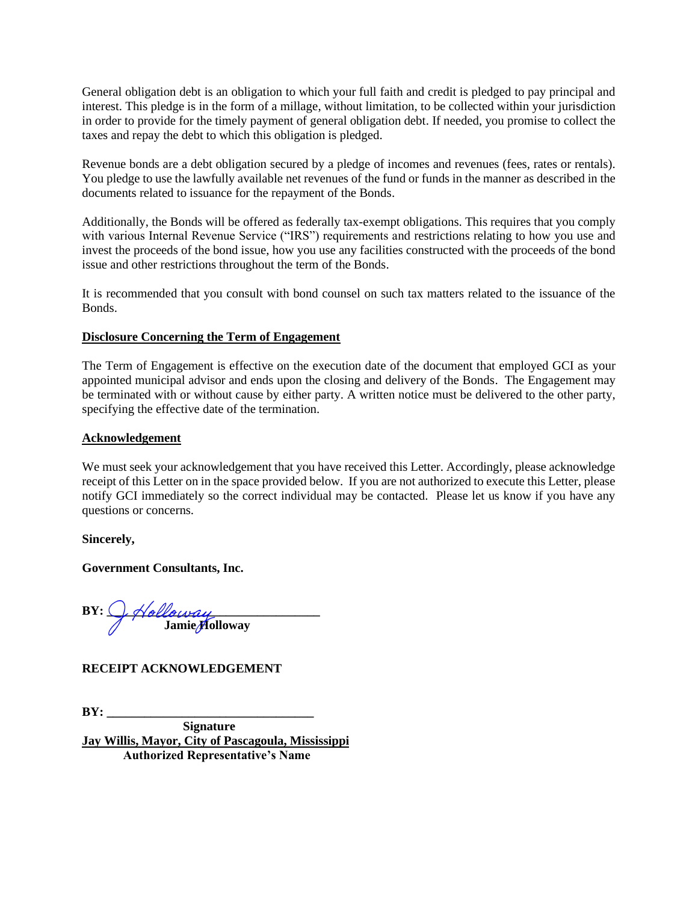General obligation debt is an obligation to which your full faith and credit is pledged to pay principal and interest. This pledge is in the form of a millage, without limitation, to be collected within your jurisdiction in order to provide for the timely payment of general obligation debt. If needed, you promise to collect the taxes and repay the debt to which this obligation is pledged.

Revenue bonds are a debt obligation secured by a pledge of incomes and revenues (fees, rates or rentals). You pledge to use the lawfully available net revenues of the fund or funds in the manner as described in the documents related to issuance for the repayment of the Bonds.

Additionally, the Bonds will be offered as federally tax-exempt obligations. This requires that you comply with various Internal Revenue Service ("IRS") requirements and restrictions relating to how you use and invest the proceeds of the bond issue, how you use any facilities constructed with the proceeds of the bond issue and other restrictions throughout the term of the Bonds.

It is recommended that you consult with bond counsel on such tax matters related to the issuance of the Bonds.

**Disclosure Concerning the Term of Engagement**

The Term of Engagement is effective on the execution date of the document that employed GCI as your appointed municipal advisor and ends upon the closing and delivery of the Bonds. The Engagement may be terminated with or without cause by either party. A written notice must be delivered to the other party, specifying the effective date of the termination.

**Acknowledgement**

We must seek your acknowledgement that you have received this Letter. Accordingly, please acknowledge receipt of this Letter on in the space provided below. If you are not authorized to execute this Letter, please notify GCI immediately so the correct individual may be contacted. Please let us know if you have any questions or concerns.

**Sincerely,**

**Government Consultants, Inc.**

**BY:** J. Holloway ____________________
**Jamie Holloway**

**RECEIPT ACKNOWLEDGEMENT**

**BY:** ________________________________
**Signature**
**Jay Willis, Mayor, City of Pascagoula, Mississippi**
**Authorized Representative's Name**